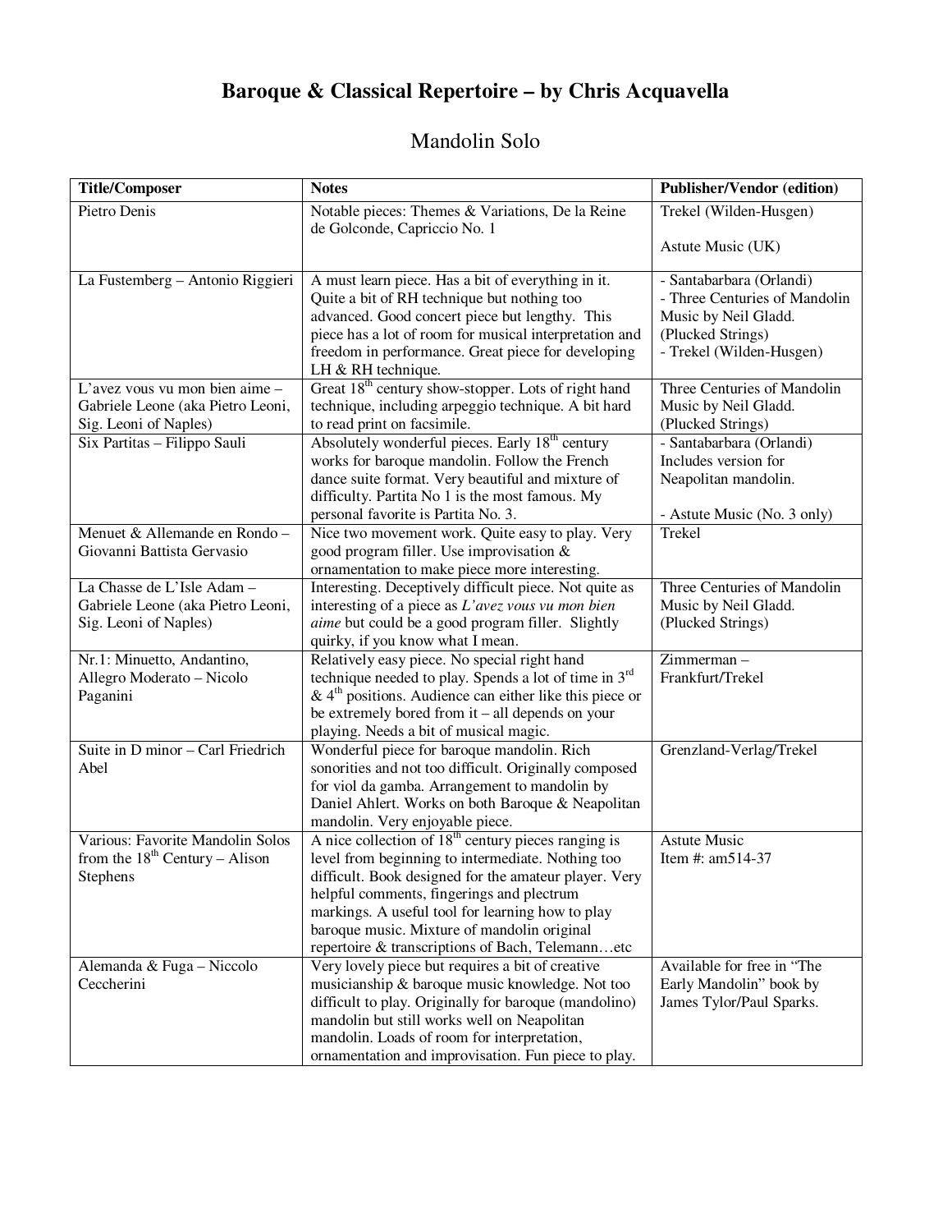# Baroque & Classical Repertoire – by Chris Acquavella

## Mandolin Solo

| Title/Composer | Notes | Publisher/Vendor (edition) |
|---|---|---|
| Pietro Denis | Notable pieces: Themes & Variations, De la Reine de Golconde, Capriccio No. 1 | Trekel (Wilden-Husgen)<br><br>Astute Music (UK) |
| La Fustemberg – Antonio Riggieri | A must learn piece. Has a bit of everything in it. Quite a bit of RH technique but nothing too advanced. Good concert piece but lengthy. This piece has a lot of room for musical interpretation and freedom in performance. Great piece for developing LH & RH technique. | - Santabarbara (Orlandi)<br>- Three Centuries of Mandolin Music by Neil Gladd. (Plucked Strings)<br>- Trekel (Wilden-Husgen) |
| L'avez vous vu mon bien aime – Gabriele Leone (aka Pietro Leoni, Sig. Leoni of Naples) | Great 18th century show-stopper. Lots of right hand technique, including arpeggio technique. A bit hard to read print on facsimile. | Three Centuries of Mandolin Music by Neil Gladd. (Plucked Strings) |
| Six Partitas – Filippo Sauli | Absolutely wonderful pieces. Early 18th century works for baroque mandolin. Follow the French dance suite format. Very beautiful and mixture of difficulty. Partita No 1 is the most famous. My personal favorite is Partita No. 3. | - Santabarbara (Orlandi) Includes version for Neapolitan mandolin.<br><br>- Astute Music (No. 3 only) |
| Menuet & Allemande en Rondo – Giovanni Battista Gervasio | Nice two movement work. Quite easy to play. Very good program filler. Use improvisation & ornamentation to make piece more interesting. | Trekel |
| La Chasse de L'Isle Adam – Gabriele Leone (aka Pietro Leoni, Sig. Leoni of Naples) | Interesting. Deceptively difficult piece. Not quite as interesting of a piece as *L'avez vous vu mon bien aime* but could be a good program filler. Slightly quirky, if you know what I mean. | Three Centuries of Mandolin Music by Neil Gladd. (Plucked Strings) |
| Nr.1: Minuetto, Andantino, Allegro Moderato – Nicolo Paganini | Relatively easy piece. No special right hand technique needed to play. Spends a lot of time in 3rd & 4th positions. Audience can either like this piece or be extremely bored from it – all depends on your playing. Needs a bit of musical magic. | Zimmerman – Frankfurt/Trekel |
| Suite in D minor – Carl Friedrich Abel | Wonderful piece for baroque mandolin. Rich sonorities and not too difficult. Originally composed for viol da gamba. Arrangement to mandolin by Daniel Ahlert. Works on both Baroque & Neapolitan mandolin. Very enjoyable piece. | Grenzland-Verlag/Trekel |
| Various: Favorite Mandolin Solos from the 18th Century – Alison Stephens | A nice collection of 18th century pieces ranging is level from beginning to intermediate. Nothing too difficult. Book designed for the amateur player. Very helpful comments, fingerings and plectrum markings. A useful tool for learning how to play baroque music. Mixture of mandolin original repertoire & transcriptions of Bach, Telemann…etc | Astute Music<br>Item #: am514-37 |
| Alemanda & Fuga – Niccolo Ceccherini | Very lovely piece but requires a bit of creative musicianship & baroque music knowledge. Not too difficult to play. Originally for baroque (mandolino) mandolin but still works well on Neapolitan mandolin. Loads of room for interpretation, ornamentation and improvisation. Fun piece to play. | Available for free in "The Early Mandolin" book by James Tylor/Paul Sparks. |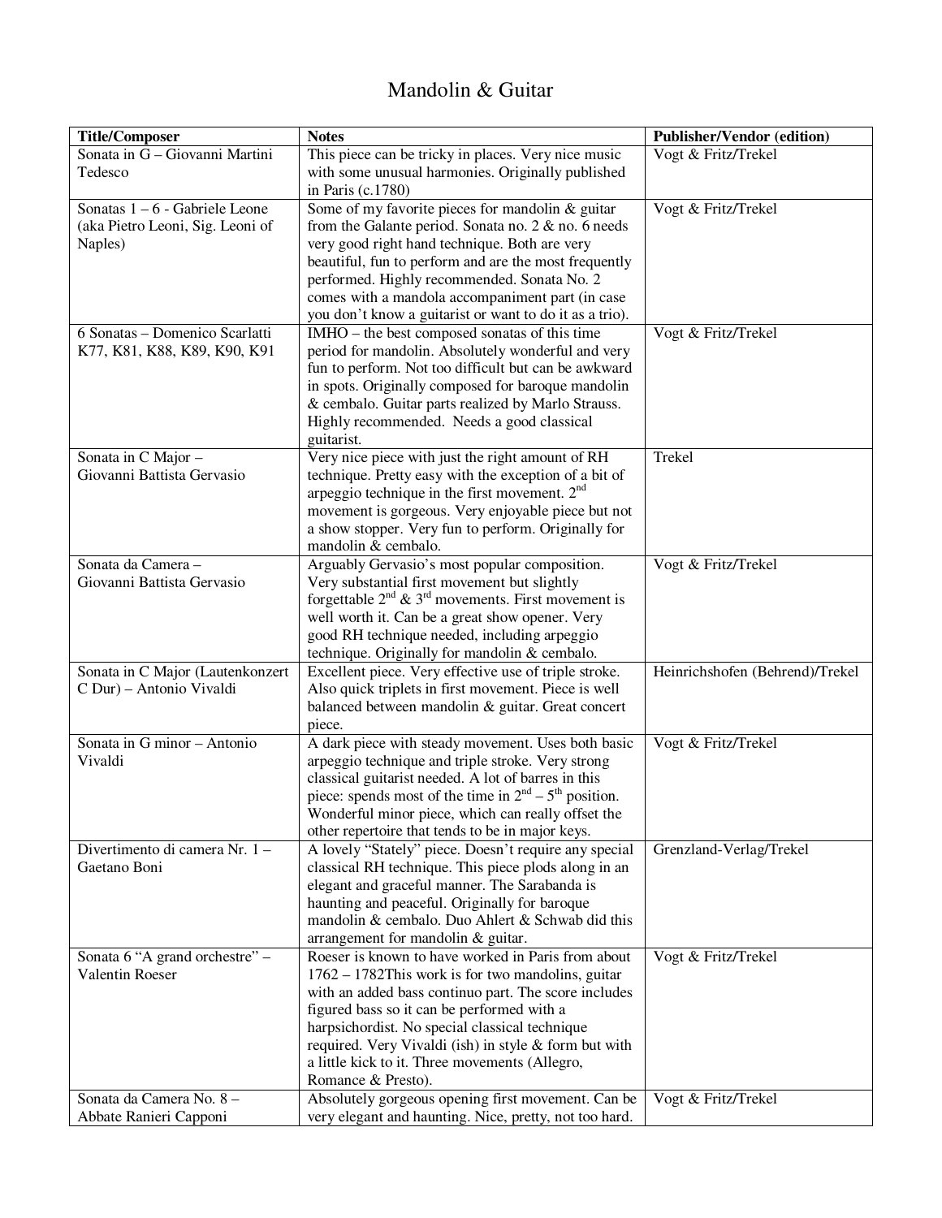# Mandolin & Guitar

| Title/Composer | Notes | Publisher/Vendor (edition) |
|---|---|---|
| Sonata in G – Giovanni Martini Tedesco | This piece can be tricky in places. Very nice music with some unusual harmonies. Originally published in Paris (c.1780) | Vogt & Fritz/Trekel |
| Sonatas 1 – 6 - Gabriele Leone (aka Pietro Leoni, Sig. Leoni of Naples) | Some of my favorite pieces for mandolin & guitar from the Galante period. Sonata no. 2 & no. 6 needs very good right hand technique. Both are very beautiful, fun to perform and are the most frequently performed. Highly recommended. Sonata No. 2 comes with a mandola accompaniment part (in case you don't know a guitarist or want to do it as a trio). | Vogt & Fritz/Trekel |
| 6 Sonatas – Domenico Scarlatti K77, K81, K88, K89, K90, K91 | IMHO – the best composed sonatas of this time period for mandolin. Absolutely wonderful and very fun to perform. Not too difficult but can be awkward in spots. Originally composed for baroque mandolin & cembalo. Guitar parts realized by Marlo Strauss. Highly recommended. Needs a good classical guitarist. | Vogt & Fritz/Trekel |
| Sonata in C Major – Giovanni Battista Gervasio | Very nice piece with just the right amount of RH technique. Pretty easy with the exception of a bit of arpeggio technique in the first movement. 2nd movement is gorgeous. Very enjoyable piece but not a show stopper. Very fun to perform. Originally for mandolin & cembalo. | Trekel |
| Sonata da Camera – Giovanni Battista Gervasio | Arguably Gervasio's most popular composition. Very substantial first movement but slightly forgettable 2nd & 3rd movements. First movement is well worth it. Can be a great show opener. Very good RH technique needed, including arpeggio technique. Originally for mandolin & cembalo. | Vogt & Fritz/Trekel |
| Sonata in C Major (Lautenkonzert C Dur) – Antonio Vivaldi | Excellent piece. Very effective use of triple stroke. Also quick triplets in first movement. Piece is well balanced between mandolin & guitar. Great concert piece. | Heinrichshofen (Behrend)/Trekel |
| Sonata in G minor – Antonio Vivaldi | A dark piece with steady movement. Uses both basic arpeggio technique and triple stroke. Very strong classical guitarist needed. A lot of barres in this piece: spends most of the time in 2nd – 5th position. Wonderful minor piece, which can really offset the other repertoire that tends to be in major keys. | Vogt & Fritz/Trekel |
| Divertimento di camera Nr. 1 – Gaetano Boni | A lovely "Stately" piece. Doesn't require any special classical RH technique. This piece plods along in an elegant and graceful manner. The Sarabanda is haunting and peaceful. Originally for baroque mandolin & cembalo. Duo Ahlert & Schwab did this arrangement for mandolin & guitar. | Grenzland-Verlag/Trekel |
| Sonata 6 "A grand orchestre" – Valentin Roeser | Roeser is known to have worked in Paris from about 1762 – 1782This work is for two mandolins, guitar with an added bass continuo part. The score includes figured bass so it can be performed with a harpsichordist. No special classical technique required. Very Vivaldi (ish) in style & form but with a little kick to it. Three movements (Allegro, Romance & Presto). | Vogt & Fritz/Trekel |
| Sonata da Camera No. 8 – Abbate Ranieri Capponi | Absolutely gorgeous opening first movement. Can be very elegant and haunting. Nice, pretty, not too hard. | Vogt & Fritz/Trekel |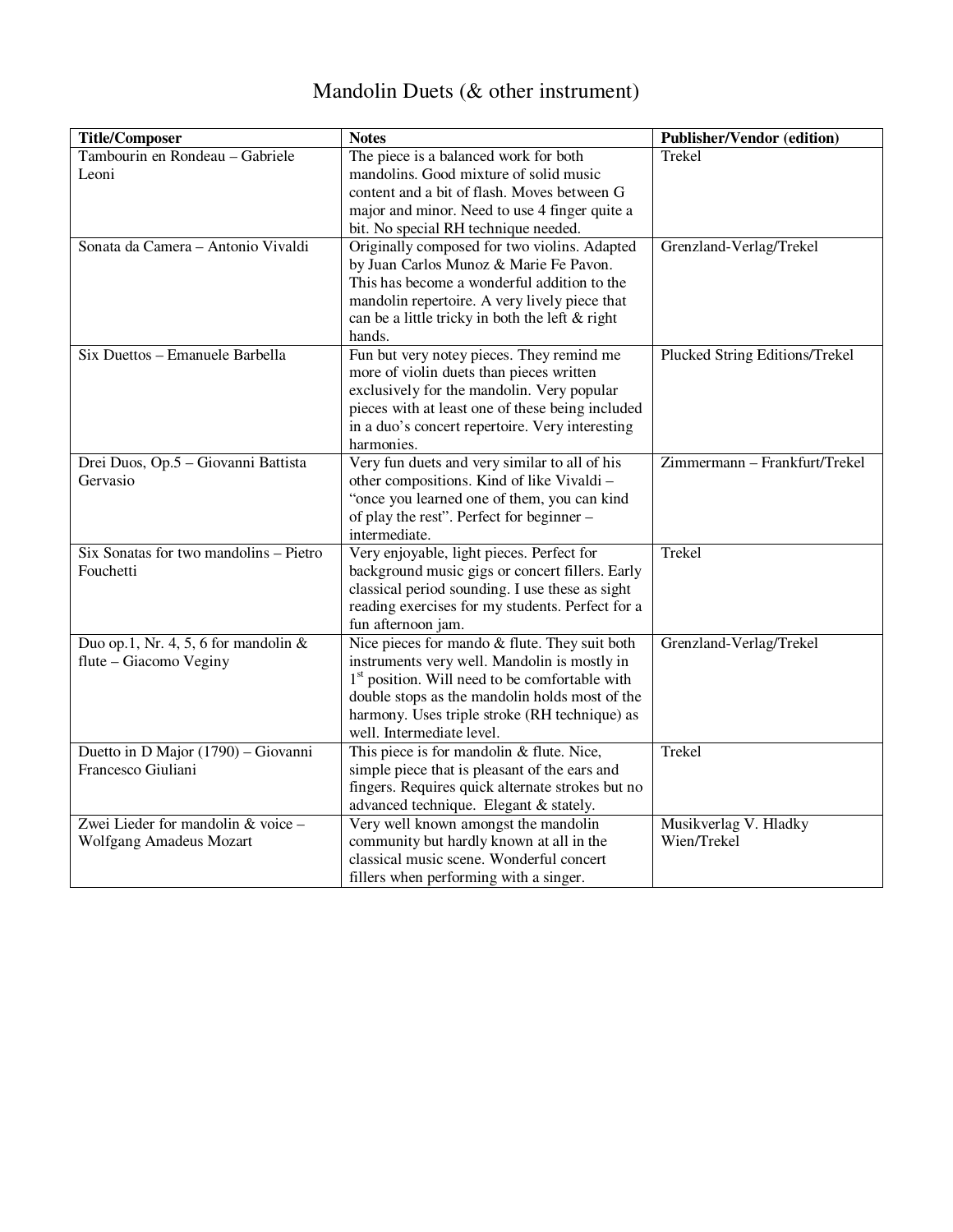# Mandolin Duets (& other instrument)

| Title/Composer | Notes | Publisher/Vendor (edition) |
|---|---|---|
| Tambourin en Rondeau – Gabriele Leoni | The piece is a balanced work for both mandolins. Good mixture of solid music content and a bit of flash. Moves between G major and minor. Need to use 4 finger quite a bit. No special RH technique needed. | Trekel |
| Sonata da Camera – Antonio Vivaldi | Originally composed for two violins. Adapted by Juan Carlos Munoz & Marie Fe Pavon. This has become a wonderful addition to the mandolin repertoire. A very lively piece that can be a little tricky in both the left & right hands. | Grenzland-Verlag/Trekel |
| Six Duettos – Emanuele Barbella | Fun but very notey pieces. They remind me more of violin duets than pieces written exclusively for the mandolin. Very popular pieces with at least one of these being included in a duo's concert repertoire. Very interesting harmonies. | Plucked String Editions/Trekel |
| Drei Duos, Op.5 – Giovanni Battista Gervasio | Very fun duets and very similar to all of his other compositions. Kind of like Vivaldi – "once you learned one of them, you can kind of play the rest". Perfect for beginner – intermediate. | Zimmermann – Frankfurt/Trekel |
| Six Sonatas for two mandolins – Pietro Fouchetti | Very enjoyable, light pieces. Perfect for background music gigs or concert fillers. Early classical period sounding. I use these as sight reading exercises for my students. Perfect for a fun afternoon jam. | Trekel |
| Duo op.1, Nr. 4, 5, 6 for mandolin & flute – Giacomo Veginy | Nice pieces for mando & flute. They suit both instruments very well. Mandolin is mostly in 1st position. Will need to be comfortable with double stops as the mandolin holds most of the harmony. Uses triple stroke (RH technique) as well. Intermediate level. | Grenzland-Verlag/Trekel |
| Duetto in D Major (1790) – Giovanni Francesco Giuliani | This piece is for mandolin & flute. Nice, simple piece that is pleasant of the ears and fingers. Requires quick alternate strokes but no advanced technique. Elegant & stately. | Trekel |
| Zwei Lieder for mandolin & voice – Wolfgang Amadeus Mozart | Very well known amongst the mandolin community but hardly known at all in the classical music scene. Wonderful concert fillers when performing with a singer. | Musikverlag V. Hladky Wien/Trekel |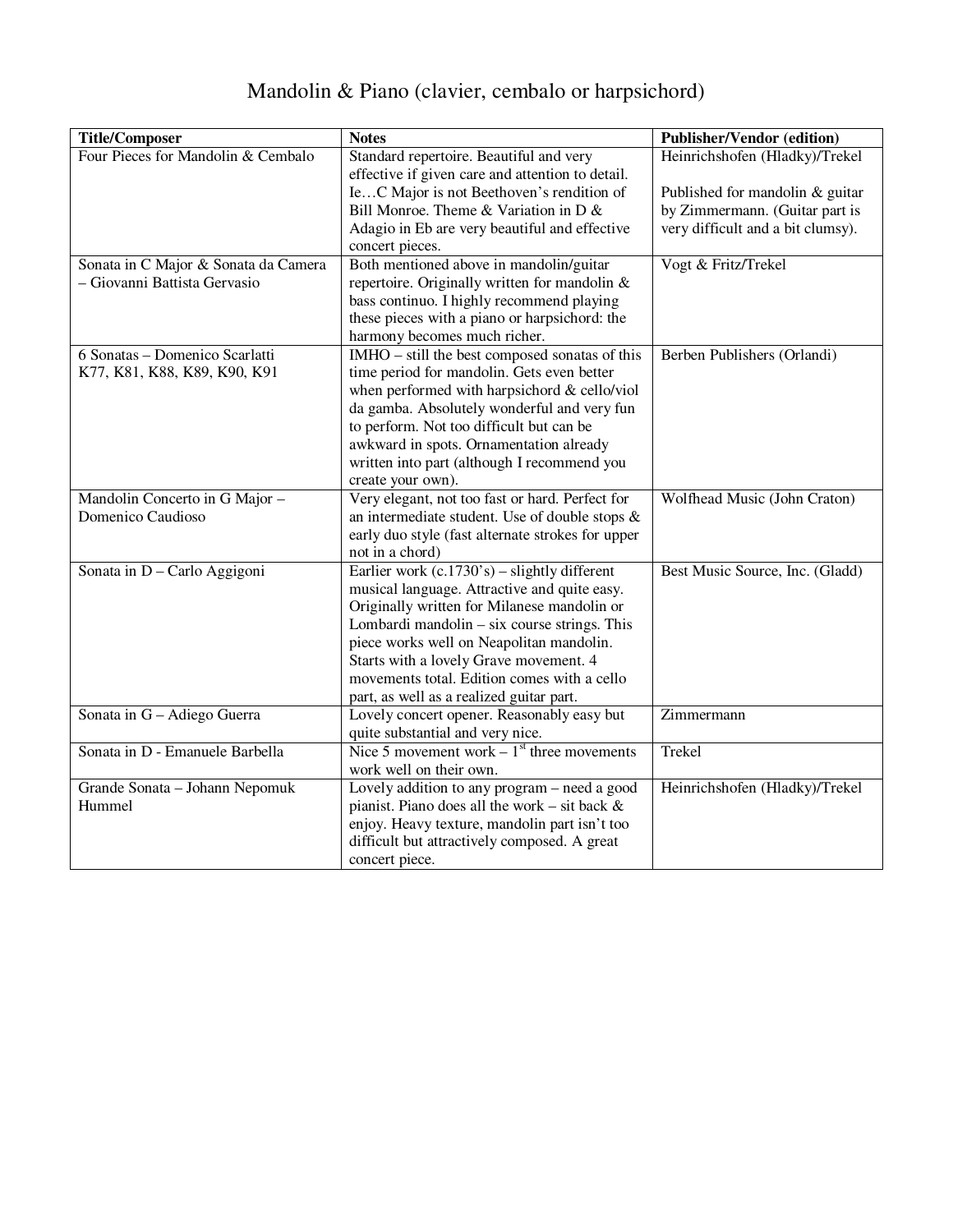# Mandolin & Piano (clavier, cembalo or harpsichord)

| Title/Composer | Notes | Publisher/Vendor (edition) |
|---|---|---|
| Four Pieces for Mandolin & Cembalo | Standard repertoire. Beautiful and very effective if given care and attention to detail. Ie…C Major is not Beethoven's rendition of Bill Monroe. Theme & Variation in D & Adagio in Eb are very beautiful and effective concert pieces. | Heinrichshofen (Hladky)/Trekel<br><br>Published for mandolin & guitar by Zimmermann. (Guitar part is very difficult and a bit clumsy). |
| Sonata in C Major & Sonata da Camera – Giovanni Battista Gervasio | Both mentioned above in mandolin/guitar repertoire. Originally written for mandolin & bass continuo. I highly recommend playing these pieces with a piano or harpsichord: the harmony becomes much richer. | Vogt & Fritz/Trekel |
| 6 Sonatas – Domenico Scarlatti K77, K81, K88, K89, K90, K91 | IMHO – still the best composed sonatas of this time period for mandolin. Gets even better when performed with harpsichord & cello/viol da gamba. Absolutely wonderful and very fun to perform. Not too difficult but can be awkward in spots. Ornamentation already written into part (although I recommend you create your own). | Berben Publishers (Orlandi) |
| Mandolin Concerto in G Major – Domenico Caudioso | Very elegant, not too fast or hard. Perfect for an intermediate student. Use of double stops & early duo style (fast alternate strokes for upper not in a chord) | Wolfhead Music (John Craton) |
| Sonata in D – Carlo Aggigoni | Earlier work (c.1730's) – slightly different musical language. Attractive and quite easy. Originally written for Milanese mandolin or Lombardi mandolin – six course strings. This piece works well on Neapolitan mandolin. Starts with a lovely Grave movement. 4 movements total. Edition comes with a cello part, as well as a realized guitar part. | Best Music Source, Inc. (Gladd) |
| Sonata in G – Adiego Guerra | Lovely concert opener. Reasonably easy but quite substantial and very nice. | Zimmermann |
| Sonata in D - Emanuele Barbella | Nice 5 movement work – 1st three movements work well on their own. | Trekel |
| Grande Sonata – Johann Nepomuk Hummel | Lovely addition to any program – need a good pianist. Piano does all the work – sit back & enjoy. Heavy texture, mandolin part isn't too difficult but attractively composed. A great concert piece. | Heinrichshofen (Hladky)/Trekel |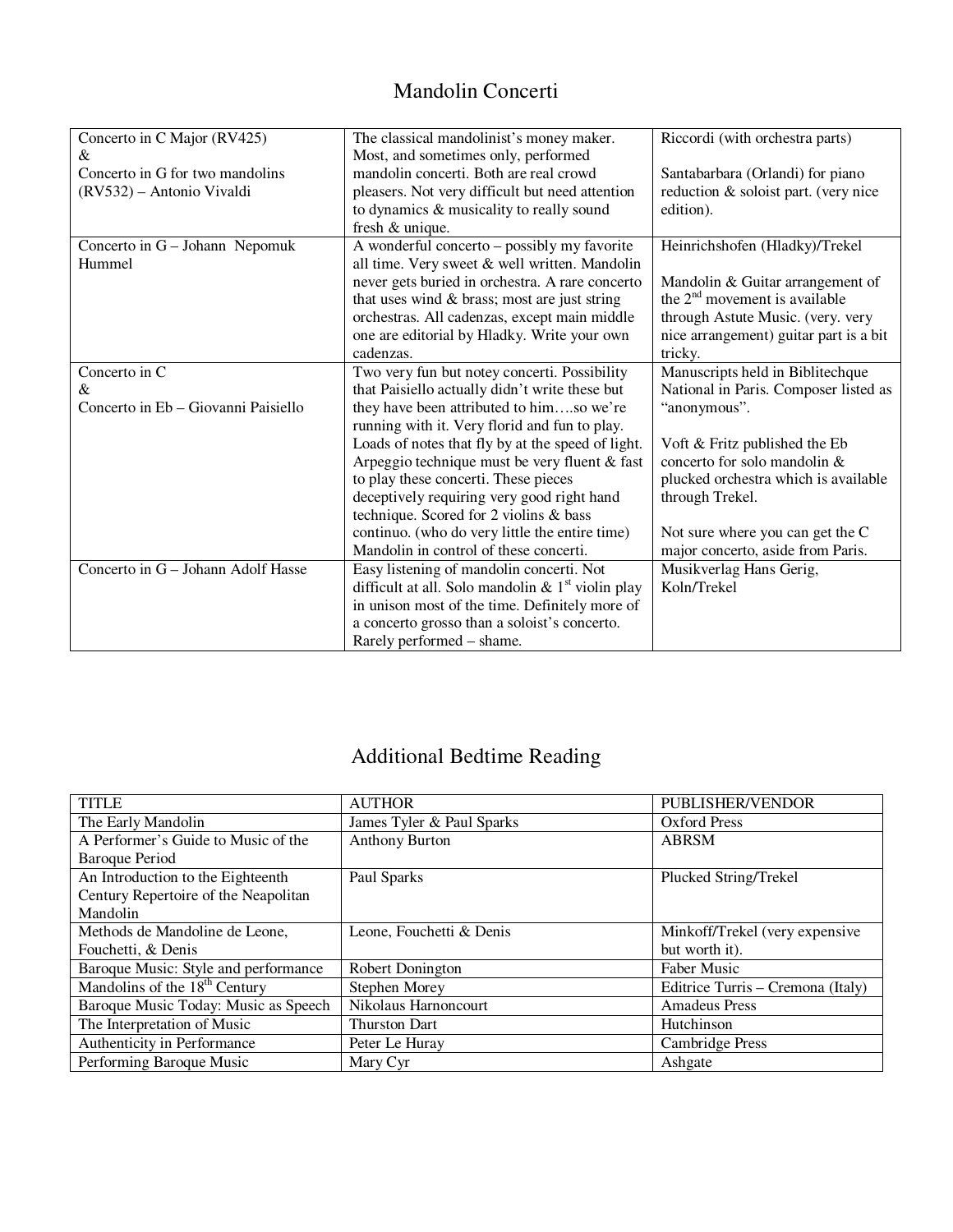## Mandolin Concerti

| | | |
|---|---|---|
| Concerto in C Major (RV425) & Concerto in G for two mandolins (RV532) – Antonio Vivaldi | The classical mandolinist's money maker. Most, and sometimes only, performed mandolin concerti. Both are real crowd pleasers. Not very difficult but need attention to dynamics & musicality to really sound fresh & unique. | Riccordi (with orchestra parts)<br><br>Santabarbara (Orlandi) for piano reduction & soloist part. (very nice edition). |
| Concerto in G – Johann Nepomuk Hummel | A wonderful concerto – possibly my favorite all time. Very sweet & well written. Mandolin never gets buried in orchestra. A rare concerto that uses wind & brass; most are just string orchestras. All cadenzas, except main middle one are editorial by Hladky. Write your own cadenzas. | Heinrichshofen (Hladky)/Trekel<br><br>Mandolin & Guitar arrangement of the 2nd movement is available through Astute Music. (very. very nice arrangement) guitar part is a bit tricky. |
| Concerto in C & Concerto in Eb – Giovanni Paisiello | Two very fun but notey concerti. Possibility that Paisiello actually didn't write these but they have been attributed to him….so we're running with it. Very florid and fun to play. Loads of notes that fly by at the speed of light. Arpeggio technique must be very fluent & fast to play these concerti. These pieces deceptively requiring very good right hand technique. Scored for 2 violins & bass continuo. (who do very little the entire time) Mandolin in control of these concerti. | Manuscripts held in Biblitechque National in Paris. Composer listed as "anonymous".<br><br>Voft & Fritz published the Eb concerto for solo mandolin & plucked orchestra which is available through Trekel.<br><br>Not sure where you can get the C major concerto, aside from Paris. |
| Concerto in G – Johann Adolf Hasse | Easy listening of mandolin concerti. Not difficult at all. Solo mandolin & 1st violin play in unison most of the time. Definitely more of a concerto grosso than a soloist's concerto. Rarely performed – shame. | Musikverlag Hans Gerig, Koln/Trekel |

## Additional Bedtime Reading

| TITLE | AUTHOR | PUBLISHER/VENDOR |
|---|---|---|
| The Early Mandolin | James Tyler & Paul Sparks | Oxford Press |
| A Performer's Guide to Music of the Baroque Period | Anthony Burton | ABRSM |
| An Introduction to the Eighteenth Century Repertoire of the Neapolitan Mandolin | Paul Sparks | Plucked String/Trekel |
| Methods de Mandoline de Leone, Fouchetti, & Denis | Leone, Fouchetti & Denis | Minkoff/Trekel (very expensive but worth it). |
| Baroque Music: Style and performance | Robert Donington | Faber Music |
| Mandolins of the 18th Century | Stephen Morey | Editrice Turris – Cremona (Italy) |
| Baroque Music Today: Music as Speech | Nikolaus Harnoncourt | Amadeus Press |
| The Interpretation of Music | Thurston Dart | Hutchinson |
| Authenticity in Performance | Peter Le Huray | Cambridge Press |
| Performing Baroque Music | Mary Cyr | Ashgate |